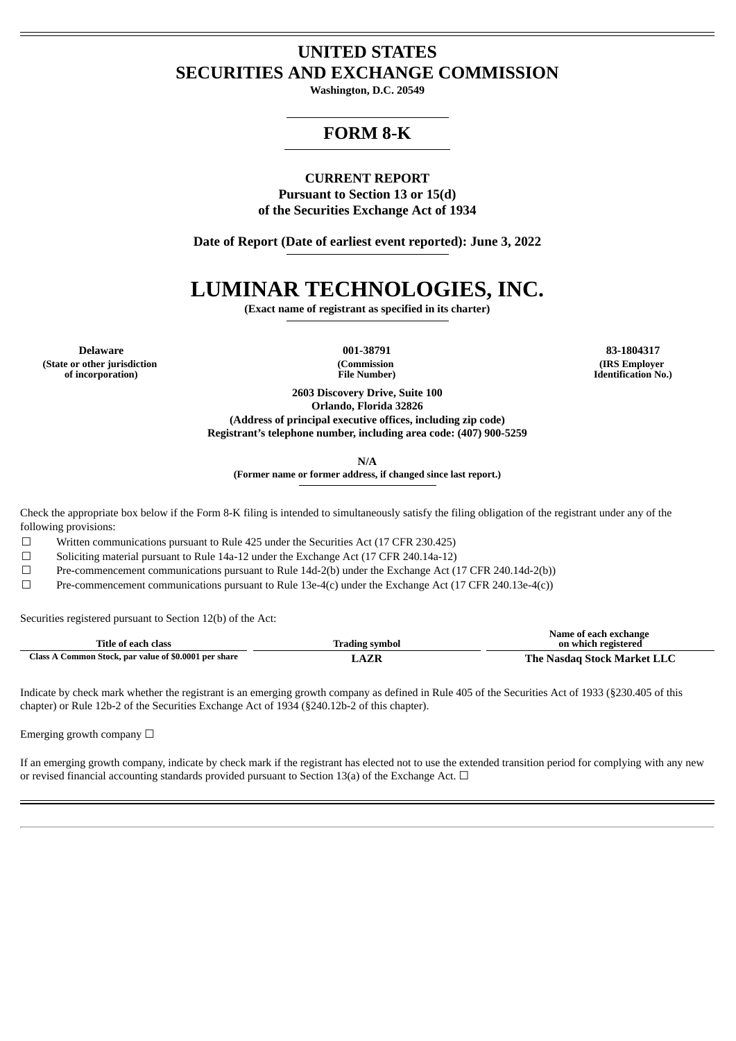# UNITED STATES
# SECURITIES AND EXCHANGE COMMISSION

**Washington, D.C. 20549**

## FORM 8-K

**CURRENT REPORT**
**Pursuant to Section 13 or 15(d)**
**of the Securities Exchange Act of 1934**

**Date of Report (Date of earliest event reported): June 3, 2022**

# LUMINAR TECHNOLOGIES, INC.

**(Exact name of registrant as specified in its charter)**

| Delaware | 001-38791 | 83-1804317 |
|---|---|---|
| (State or other jurisdiction of incorporation) | (Commission File Number) | (IRS Employer Identification No.) |

**2603 Discovery Drive, Suite 100**
**Orlando, Florida 32826**
**(Address of principal executive offices, including zip code)**
**Registrant's telephone number, including area code: (407) 900-5259**

**N/A**
**(Former name or former address, if changed since last report.)**

Check the appropriate box below if the Form 8-K filing is intended to simultaneously satisfy the filing obligation of the registrant under any of the following provisions:

☐ Written communications pursuant to Rule 425 under the Securities Act (17 CFR 230.425)

☐ Soliciting material pursuant to Rule 14a-12 under the Exchange Act (17 CFR 240.14a-12)

☐ Pre-commencement communications pursuant to Rule 14d-2(b) under the Exchange Act (17 CFR 240.14d-2(b))

☐ Pre-commencement communications pursuant to Rule 13e-4(c) under the Exchange Act (17 CFR 240.13e-4(c))

Securities registered pursuant to Section 12(b) of the Act:

| Title of each class | Trading symbol | Name of each exchange on which registered |
|---|---|---|
| Class A Common Stock, par value of $0.0001 per share | LAZR | The Nasdaq Stock Market LLC |

Indicate by check mark whether the registrant is an emerging growth company as defined in Rule 405 of the Securities Act of 1933 (§230.405 of this chapter) or Rule 12b-2 of the Securities Exchange Act of 1934 (§240.12b-2 of this chapter).

Emerging growth company ☐

If an emerging growth company, indicate by check mark if the registrant has elected not to use the extended transition period for complying with any new or revised financial accounting standards provided pursuant to Section 13(a) of the Exchange Act. ☐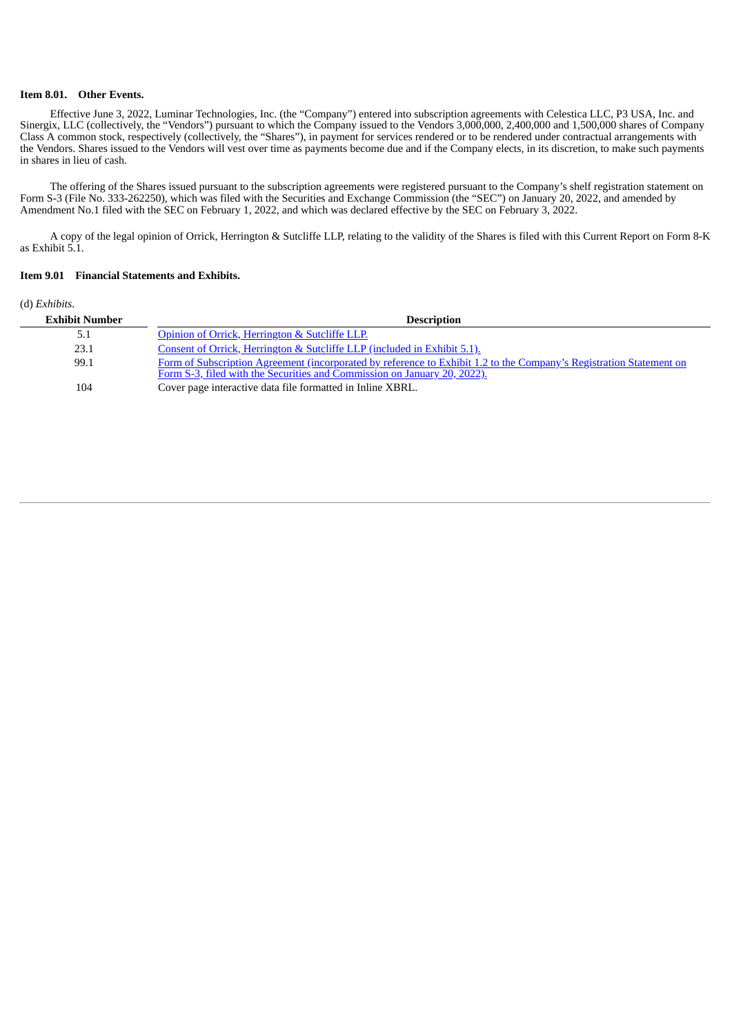**Item 8.01. Other Events.**

Effective June 3, 2022, Luminar Technologies, Inc. (the "Company") entered into subscription agreements with Celestica LLC, P3 USA, Inc. and Sinergix, LLC (collectively, the "Vendors") pursuant to which the Company issued to the Vendors 3,000,000, 2,400,000 and 1,500,000 shares of Company Class A common stock, respectively (collectively, the "Shares"), in payment for services rendered or to be rendered under contractual arrangements with the Vendors. Shares issued to the Vendors will vest over time as payments become due and if the Company elects, in its discretion, to make such payments in shares in lieu of cash.

The offering of the Shares issued pursuant to the subscription agreements were registered pursuant to the Company's shelf registration statement on Form S-3 (File No. 333-262250), which was filed with the Securities and Exchange Commission (the "SEC") on January 20, 2022, and amended by Amendment No.1 filed with the SEC on February 1, 2022, and which was declared effective by the SEC on February 3, 2022.

A copy of the legal opinion of Orrick, Herrington & Sutcliffe LLP, relating to the validity of the Shares is filed with this Current Report on Form 8-K as Exhibit 5.1.

**Item 9.01 Financial Statements and Exhibits.**

(d) *Exhibits*.

| Exhibit Number | Description |
|---|---|
| 5.1 | Opinion of Orrick, Herrington & Sutcliffe LLP. |
| 23.1 | Consent of Orrick, Herrington & Sutcliffe LLP (included in Exhibit 5.1). |
| 99.1 | Form of Subscription Agreement (incorporated by reference to Exhibit 1.2 to the Company's Registration Statement on Form S-3, filed with the Securities and Commission on January 20, 2022). |
| 104 | Cover page interactive data file formatted in Inline XBRL. |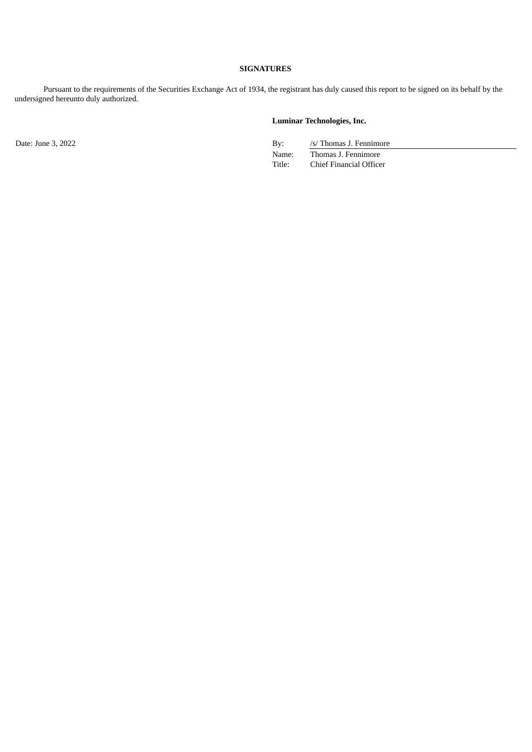**SIGNATURES**

Pursuant to the requirements of the Securities Exchange Act of 1934, the registrant has duly caused this report to be signed on its behalf by the undersigned hereunto duly authorized.

**Luminar Technologies, Inc.**

| Date: June 3, 2022 | By: | /s/ Thomas J. Fennimore |
|---|---|---|
| | Name: | Thomas J. Fennimore |
| | Title: | Chief Financial Officer |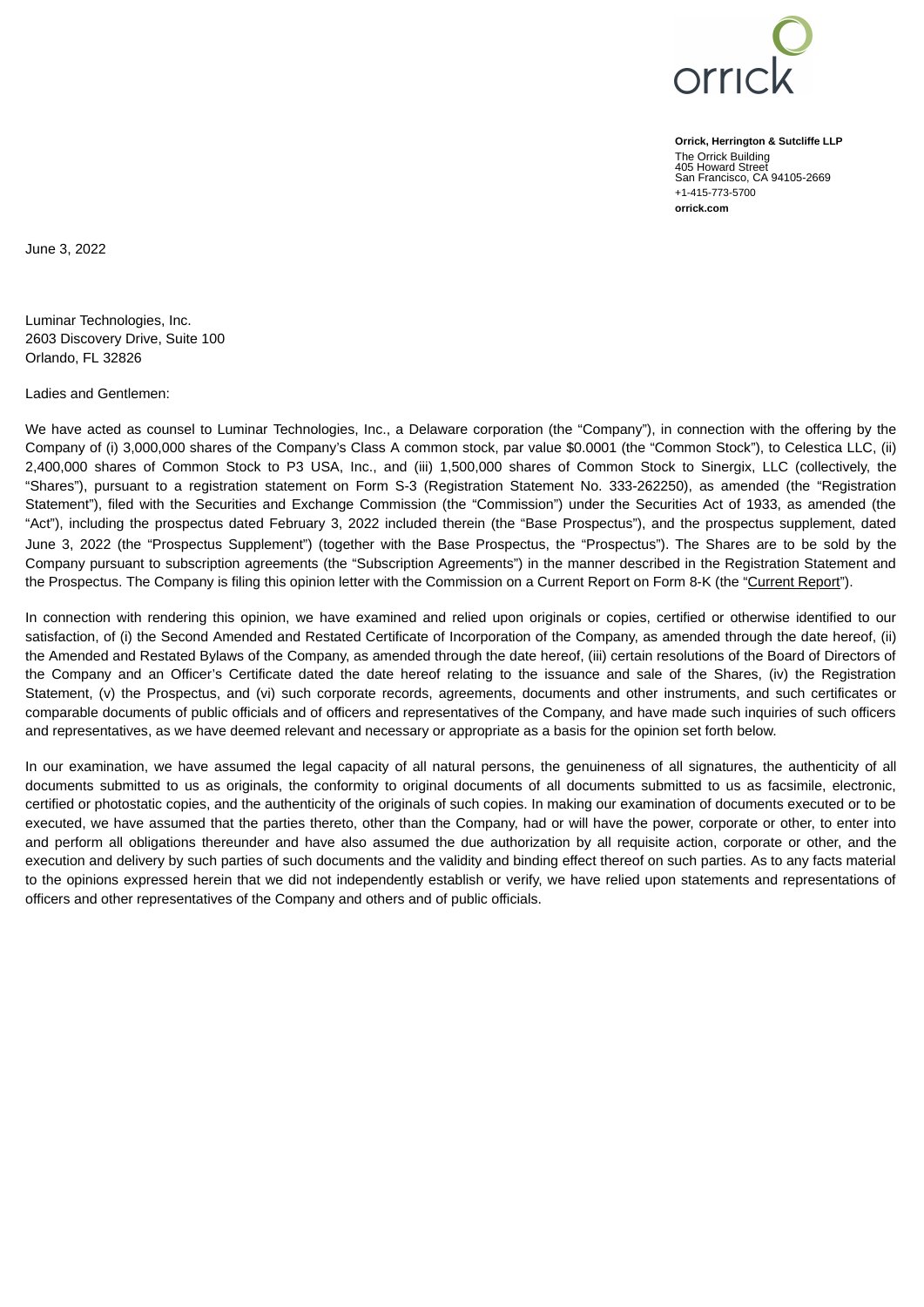**Orrick, Herrington & Sutcliffe LLP**
The Orrick Building
405 Howard Street
San Francisco, CA 94105-2669
+1-415-773-5700
**orrick.com**

June 3, 2022

Luminar Technologies, Inc.
2603 Discovery Drive, Suite 100
Orlando, FL 32826

Ladies and Gentlemen:

We have acted as counsel to Luminar Technologies, Inc., a Delaware corporation (the "Company"), in connection with the offering by the Company of (i) 3,000,000 shares of the Company's Class A common stock, par value $0.0001 (the "Common Stock"), to Celestica LLC, (ii) 2,400,000 shares of Common Stock to P3 USA, Inc., and (iii) 1,500,000 shares of Common Stock to Sinergix, LLC (collectively, the "Shares"), pursuant to a registration statement on Form S-3 (Registration Statement No. 333-262250), as amended (the "Registration Statement"), filed with the Securities and Exchange Commission (the "Commission") under the Securities Act of 1933, as amended (the "Act"), including the prospectus dated February 3, 2022 included therein (the "Base Prospectus"), and the prospectus supplement, dated June 3, 2022 (the "Prospectus Supplement") (together with the Base Prospectus, the "Prospectus"). The Shares are to be sold by the Company pursuant to subscription agreements (the "Subscription Agreements") in the manner described in the Registration Statement and the Prospectus. The Company is filing this opinion letter with the Commission on a Current Report on Form 8-K (the "Current Report").

In connection with rendering this opinion, we have examined and relied upon originals or copies, certified or otherwise identified to our satisfaction, of (i) the Second Amended and Restated Certificate of Incorporation of the Company, as amended through the date hereof, (ii) the Amended and Restated Bylaws of the Company, as amended through the date hereof, (iii) certain resolutions of the Board of Directors of the Company and an Officer's Certificate dated the date hereof relating to the issuance and sale of the Shares, (iv) the Registration Statement, (v) the Prospectus, and (vi) such corporate records, agreements, documents and other instruments, and such certificates or comparable documents of public officials and of officers and representatives of the Company, and have made such inquiries of such officers and representatives, as we have deemed relevant and necessary or appropriate as a basis for the opinion set forth below.

In our examination, we have assumed the legal capacity of all natural persons, the genuineness of all signatures, the authenticity of all documents submitted to us as originals, the conformity to original documents of all documents submitted to us as facsimile, electronic, certified or photostatic copies, and the authenticity of the originals of such copies. In making our examination of documents executed or to be executed, we have assumed that the parties thereto, other than the Company, had or will have the power, corporate or other, to enter into and perform all obligations thereunder and have also assumed the due authorization by all requisite action, corporate or other, and the execution and delivery by such parties of such documents and the validity and binding effect thereof on such parties. As to any facts material to the opinions expressed herein that we did not independently establish or verify, we have relied upon statements and representations of officers and other representatives of the Company and others and of public officials.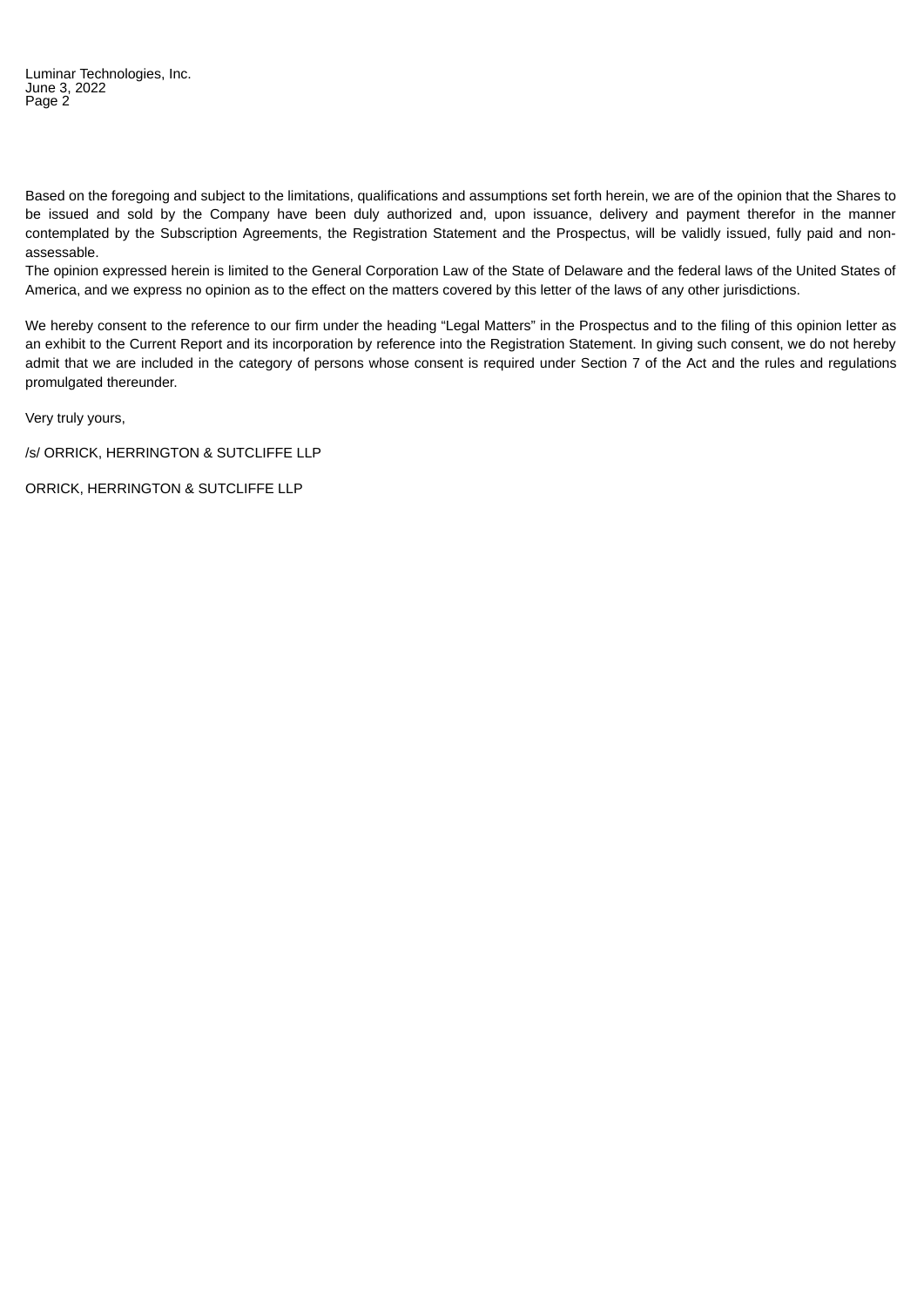Based on the foregoing and subject to the limitations, qualifications and assumptions set forth herein, we are of the opinion that the Shares to be issued and sold by the Company have been duly authorized and, upon issuance, delivery and payment therefor in the manner contemplated by the Subscription Agreements, the Registration Statement and the Prospectus, will be validly issued, fully paid and non-assessable.

The opinion expressed herein is limited to the General Corporation Law of the State of Delaware and the federal laws of the United States of America, and we express no opinion as to the effect on the matters covered by this letter of the laws of any other jurisdictions.

We hereby consent to the reference to our firm under the heading "Legal Matters" in the Prospectus and to the filing of this opinion letter as an exhibit to the Current Report and its incorporation by reference into the Registration Statement. In giving such consent, we do not hereby admit that we are included in the category of persons whose consent is required under Section 7 of the Act and the rules and regulations promulgated thereunder.

Very truly yours,

/s/ ORRICK, HERRINGTON & SUTCLIFFE LLP

ORRICK, HERRINGTON & SUTCLIFFE LLP